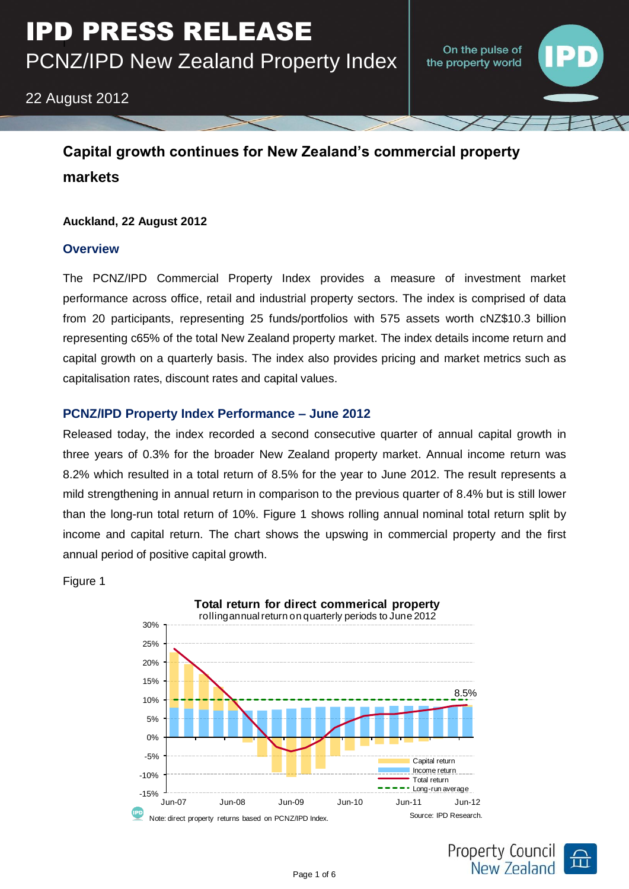# IPD PRESS RELEASE

## PCNZ/IPD New Zealand Property Index

22 August 2012

## Capital growth continues for New Zealand's commercial property markets

**Auckland, 22 August 2012**

### Overview

The PCNZ/IPD Commercial Property Index provides a measure of investment market performance across office, retail and industrial property sectors. The index is comprised of data from 20 participants, representing 25 funds/portfolios with 575 assets worth cNZ$10.3 billion representing c65% of the total New Zealand property market. The index details income return and capital growth on a quarterly basis. The index also provides pricing and market metrics such as capitalisation rates, discount rates and capital values.

### PCNZ/IPD Property Index Performance – June 2012

Released today, the index recorded a second consecutive quarter of annual capital growth in three years of 0.3% for the broader New Zealand property market. Annual income return was 8.2% which resulted in a total return of 8.5% for the year to June 2012. The result represents a mild strengthening in annual return in comparison to the previous quarter of 8.4% but is still lower than the long-run total return of 10%. Figure 1 shows rolling annual nominal total return split by income and capital return. The chart shows the upswing in commercial property and the first annual period of positive capital growth.

Figure 1

**Total return for direct commerical property**
rolling annual return on quarterly periods to June 2012

Note: direct property returns based on PCNZ/IPD Index.

Source: IPD Research.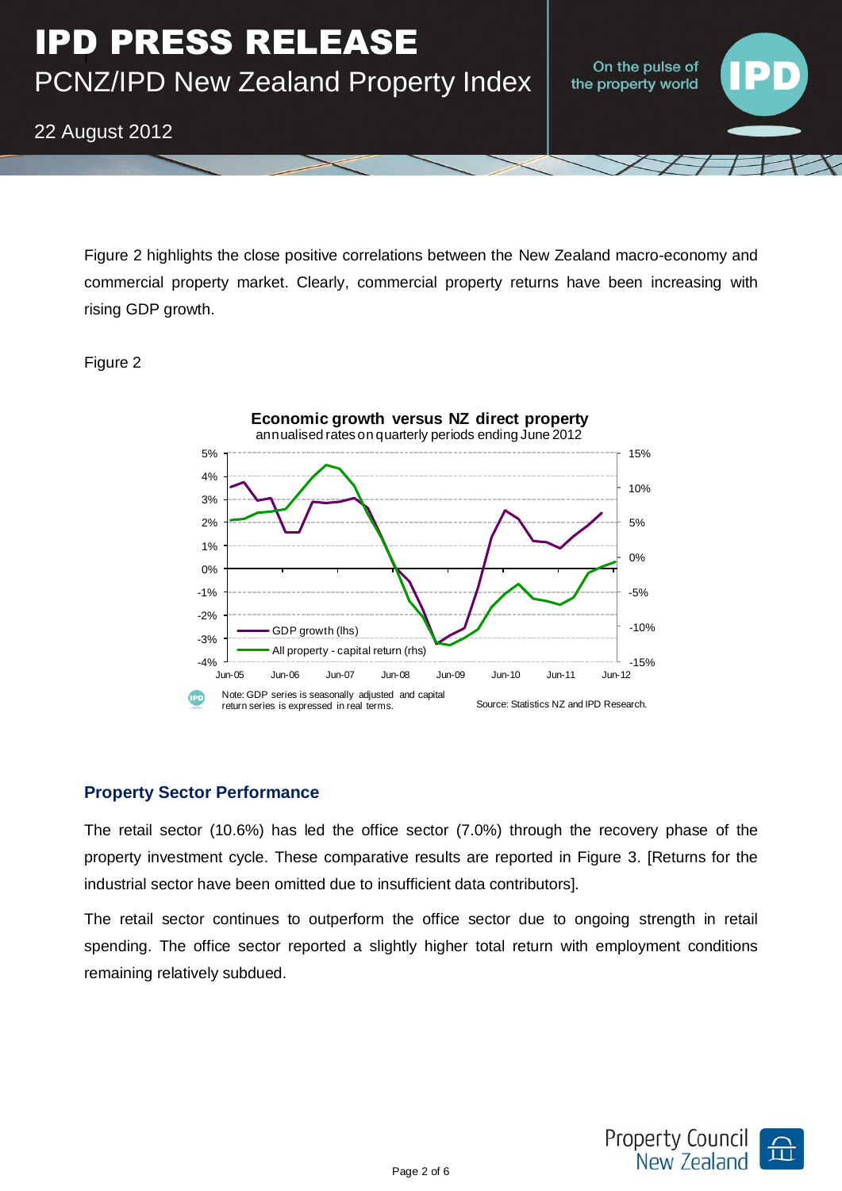Figure 2 highlights the close positive correlations between the New Zealand macro-economy and commercial property market. Clearly, commercial property returns have been increasing with rising GDP growth.

Figure 2

**Economic growth versus NZ direct property**
annualised rates on quarterly periods ending June 2012

Note: GDP series is seasonally adjusted and capital return series is expressed in real terms.

Source: Statistics NZ and IPD Research.

## Property Sector Performance

The retail sector (10.6%) has led the office sector (7.0%) through the recovery phase of the property investment cycle. These comparative results are reported in Figure 3. [Returns for the industrial sector have been omitted due to insufficient data contributors].

The retail sector continues to outperform the office sector due to ongoing strength in retail spending. The office sector reported a slightly higher total return with employment conditions remaining relatively subdued.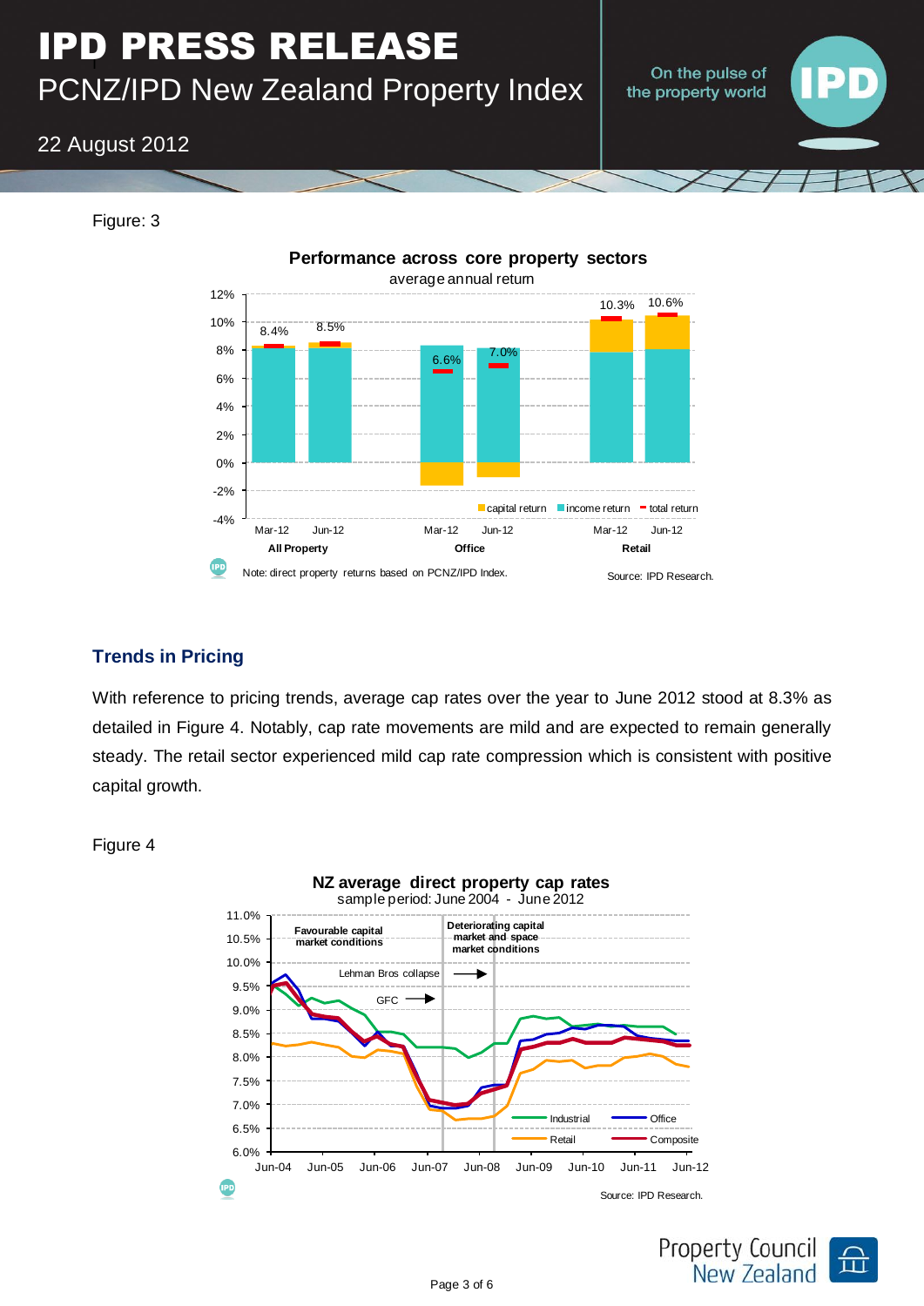Figure: 3

Note: direct property returns based on PCNZ/IPD Index.

Source: IPD Research.

## Trends in Pricing

With reference to pricing trends, average cap rates over the year to June 2012 stood at 8.3% as detailed in Figure 4. Notably, cap rate movements are mild and are expected to remain generally steady. The retail sector experienced mild cap rate compression which is consistent with positive capital growth.

Figure 4

Source: IPD Research.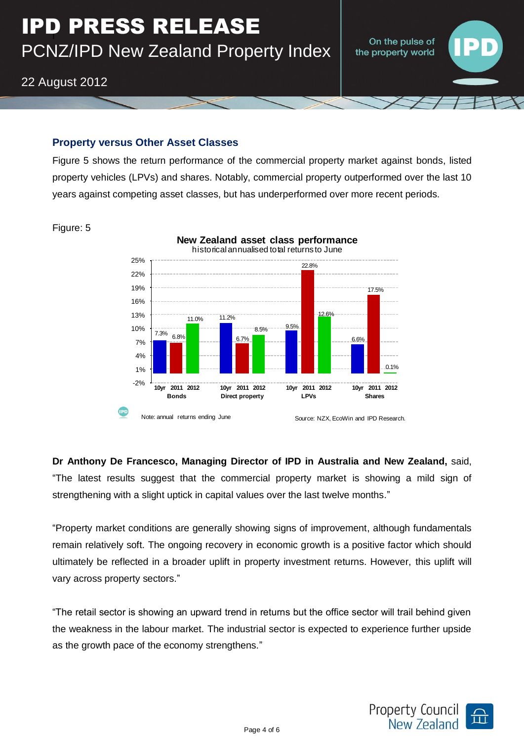# IPD PRESS RELEASE

PCNZ/IPD New Zealand Property Index

22 August 2012

### Property versus Other Asset Classes

Figure 5 shows the return performance of the commercial property market against bonds, listed property vehicles (LPVs) and shares. Notably, commercial property outperformed over the last 10 years against competing asset classes, but has underperformed over more recent periods.

Figure: 5

**New Zealand asset class performance**
historical annualised total returns to June

| | 10yr | 2011 | 2012 |
|---|---|---|---|
| Bonds | 7.3% | 6.8% | 11.0% |
| Direct property | 11.2% | 6.7% | 8.5% |
| LPVs | 9.5% | 22.8% | 12.6% |
| Shares | 6.6% | 17.5% | 0.1% |

Note: annual returns ending June

Source: NZX, EcoWin and IPD Research.

**Dr Anthony De Francesco, Managing Director of IPD in Australia and New Zealand,** said, "The latest results suggest that the commercial property market is showing a mild sign of strengthening with a slight uptick in capital values over the last twelve months."

"Property market conditions are generally showing signs of improvement, although fundamentals remain relatively soft. The ongoing recovery in economic growth is a positive factor which should ultimately be reflected in a broader uplift in property investment returns. However, this uplift will vary across property sectors."

"The retail sector is showing an upward trend in returns but the office sector will trail behind given the weakness in the labour market. The industrial sector is expected to experience further upside as the growth pace of the economy strengthens."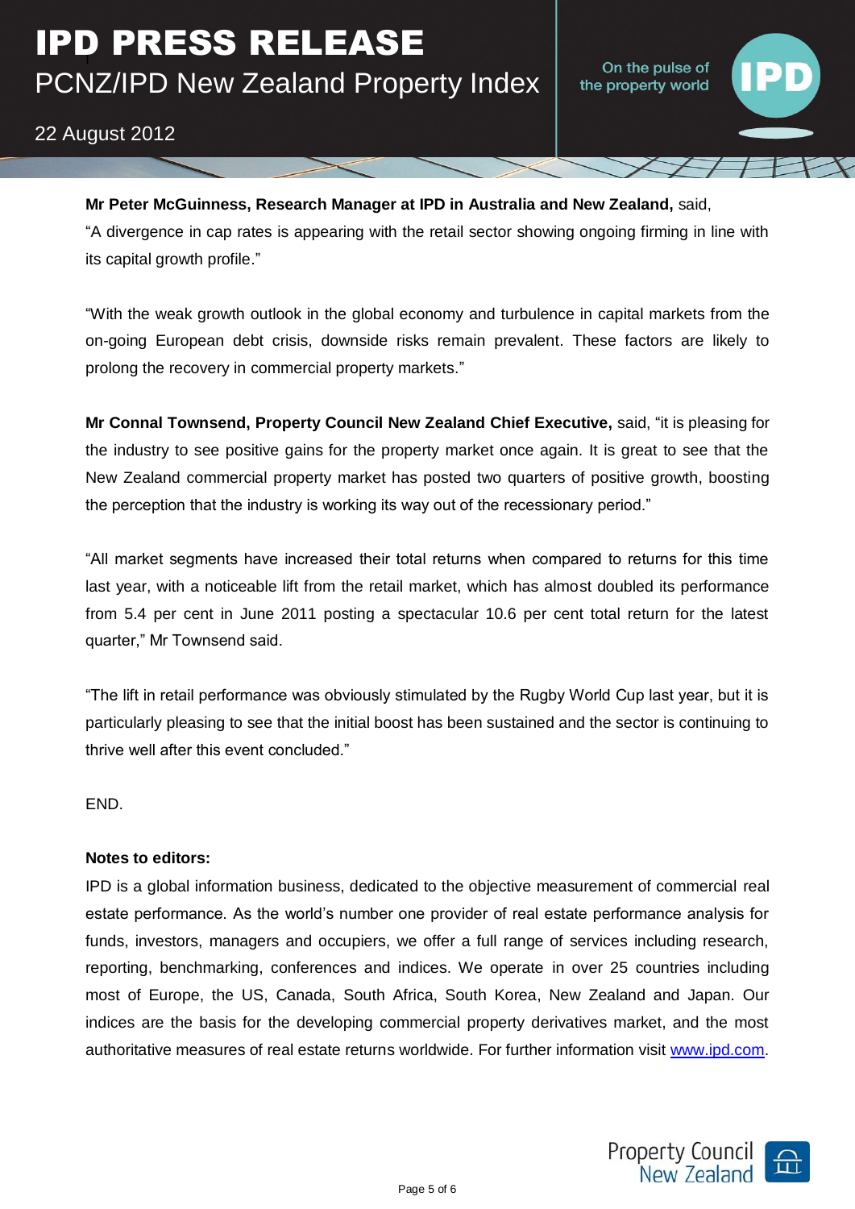**Mr Peter McGuinness, Research Manager at IPD in Australia and New Zealand,** said, "A divergence in cap rates is appearing with the retail sector showing ongoing firming in line with its capital growth profile."

"With the weak growth outlook in the global economy and turbulence in capital markets from the on-going European debt crisis, downside risks remain prevalent. These factors are likely to prolong the recovery in commercial property markets."

**Mr Connal Townsend, Property Council New Zealand Chief Executive,** said, "it is pleasing for the industry to see positive gains for the property market once again. It is great to see that the New Zealand commercial property market has posted two quarters of positive growth, boosting the perception that the industry is working its way out of the recessionary period."

"All market segments have increased their total returns when compared to returns for this time last year, with a noticeable lift from the retail market, which has almost doubled its performance from 5.4 per cent in June 2011 posting a spectacular 10.6 per cent total return for the latest quarter," Mr Townsend said.

"The lift in retail performance was obviously stimulated by the Rugby World Cup last year, but it is particularly pleasing to see that the initial boost has been sustained and the sector is continuing to thrive well after this event concluded."

END.

**Notes to editors:**

IPD is a global information business, dedicated to the objective measurement of commercial real estate performance. As the world's number one provider of real estate performance analysis for funds, investors, managers and occupiers, we offer a full range of services including research, reporting, benchmarking, conferences and indices. We operate in over 25 countries including most of Europe, the US, Canada, South Africa, South Korea, New Zealand and Japan. Our indices are the basis for the developing commercial property derivatives market, and the most authoritative measures of real estate returns worldwide. For further information visit www.ipd.com.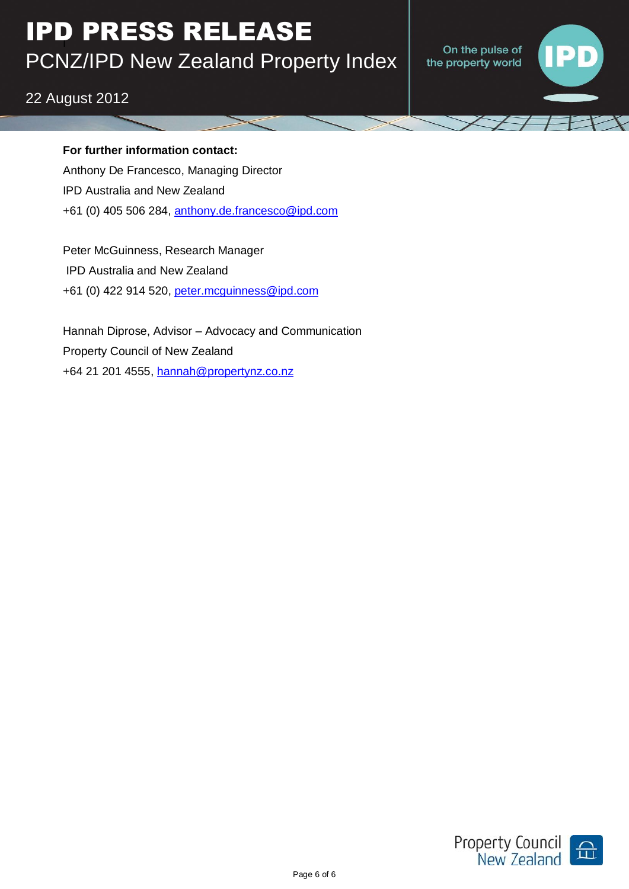**For further information contact:**

Anthony De Francesco, Managing Director
IPD Australia and New Zealand
+61 (0) 405 506 284, anthony.de.francesco@ipd.com

Peter McGuinness, Research Manager
IPD Australia and New Zealand
+61 (0) 422 914 520, peter.mcguinness@ipd.com

Hannah Diprose, Advisor – Advocacy and Communication
Property Council of New Zealand
+64 21 201 4555, hannah@propertynz.co.nz